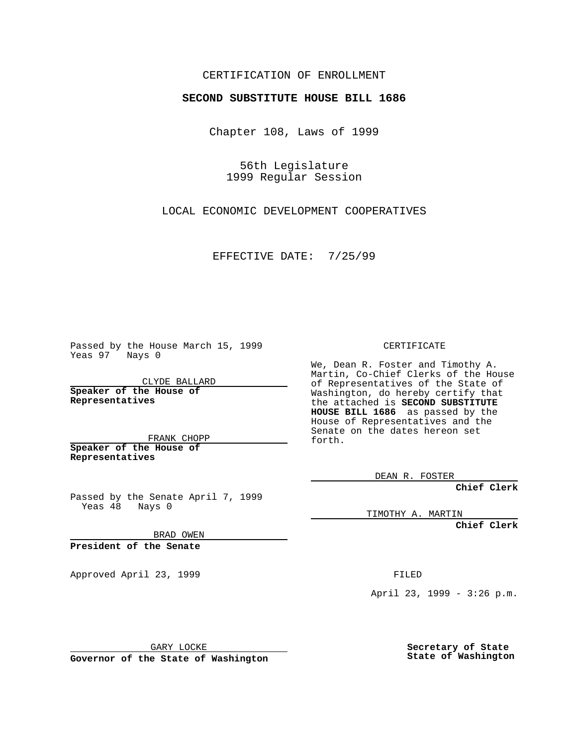CERTIFICATION OF ENROLLMENT

**SECOND SUBSTITUTE HOUSE BILL 1686**

Chapter 108, Laws of 1999

56th Legislature
1999 Regular Session

LOCAL ECONOMIC DEVELOPMENT COOPERATIVES

EFFECTIVE DATE: 7/25/99

Passed by the House March 15, 1999
Yeas 97 Nays 0

CLYDE BALLARD

**Speaker of the House of Representatives**

FRANK CHOPP

**Speaker of the House of Representatives**

Passed by the Senate April 7, 1999
Yeas 48 Nays 0

BRAD OWEN

**President of the Senate**

Approved April 23, 1999

GARY LOCKE

**Governor of the State of Washington**

CERTIFICATE

We, Dean R. Foster and Timothy A. Martin, Co-Chief Clerks of the House of Representatives of the State of Washington, do hereby certify that the attached is **SECOND SUBSTITUTE HOUSE BILL 1686** as passed by the House of Representatives and the Senate on the dates hereon set forth.

DEAN R. FOSTER

**Chief Clerk**

TIMOTHY A. MARTIN

**Chief Clerk**

FILED

April 23, 1999 - 3:26 p.m.

**Secretary of State**
**State of Washington**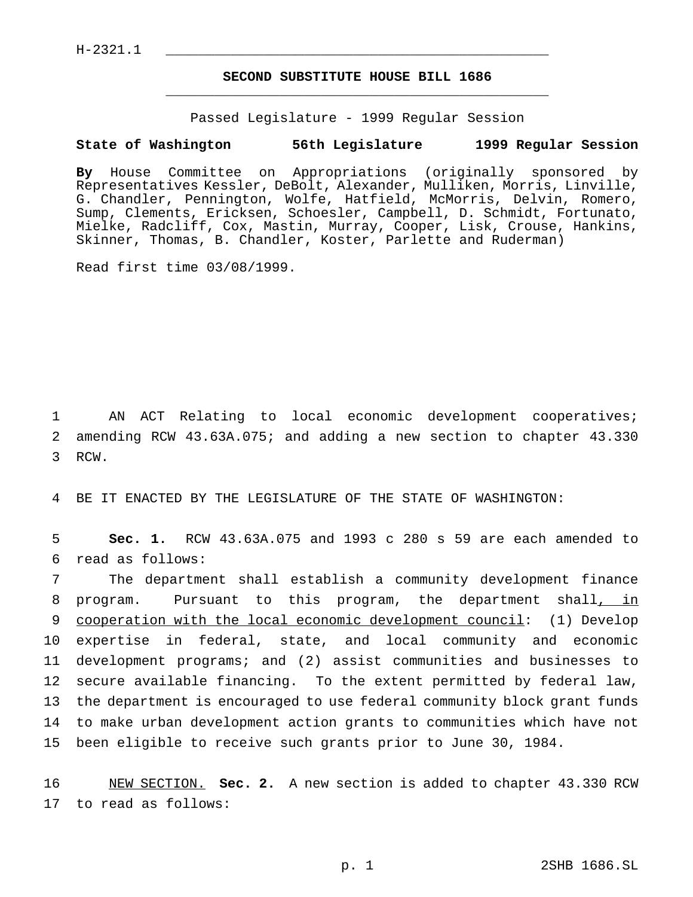H-2321.1

# SECOND SUBSTITUTE HOUSE BILL 1686

Passed Legislature - 1999 Regular Session

**State of Washington 56th Legislature 1999 Regular Session**

**By** House Committee on Appropriations (originally sponsored by Representatives Kessler, DeBolt, Alexander, Mulliken, Morris, Linville, G. Chandler, Pennington, Wolfe, Hatfield, McMorris, Delvin, Romero, Sump, Clements, Ericksen, Schoesler, Campbell, D. Schmidt, Fortunato, Mielke, Radcliff, Cox, Mastin, Murray, Cooper, Lisk, Crouse, Hankins, Skinner, Thomas, B. Chandler, Koster, Parlette and Ruderman)

Read first time 03/08/1999.

1 AN ACT Relating to local economic development cooperatives;
2 amending RCW 43.63A.075; and adding a new section to chapter 43.330
3 RCW.

4 BE IT ENACTED BY THE LEGISLATURE OF THE STATE OF WASHINGTON:

5 **Sec. 1.** RCW 43.63A.075 and 1993 c 280 s 59 are each amended to
6 read as follows:
7 The department shall establish a community development finance
8 program. Pursuant to this program, the department shall<u>, in</u>
9 <u>cooperation with the local economic development council</u>: (1) Develop
10 expertise in federal, state, and local community and economic
11 development programs; and (2) assist communities and businesses to
12 secure available financing. To the extent permitted by federal law,
13 the department is encouraged to use federal community block grant funds
14 to make urban development action grants to communities which have not
15 been eligible to receive such grants prior to June 30, 1984.

16 <u>NEW SECTION.</u> **Sec. 2.** A new section is added to chapter 43.330 RCW
17 to read as follows: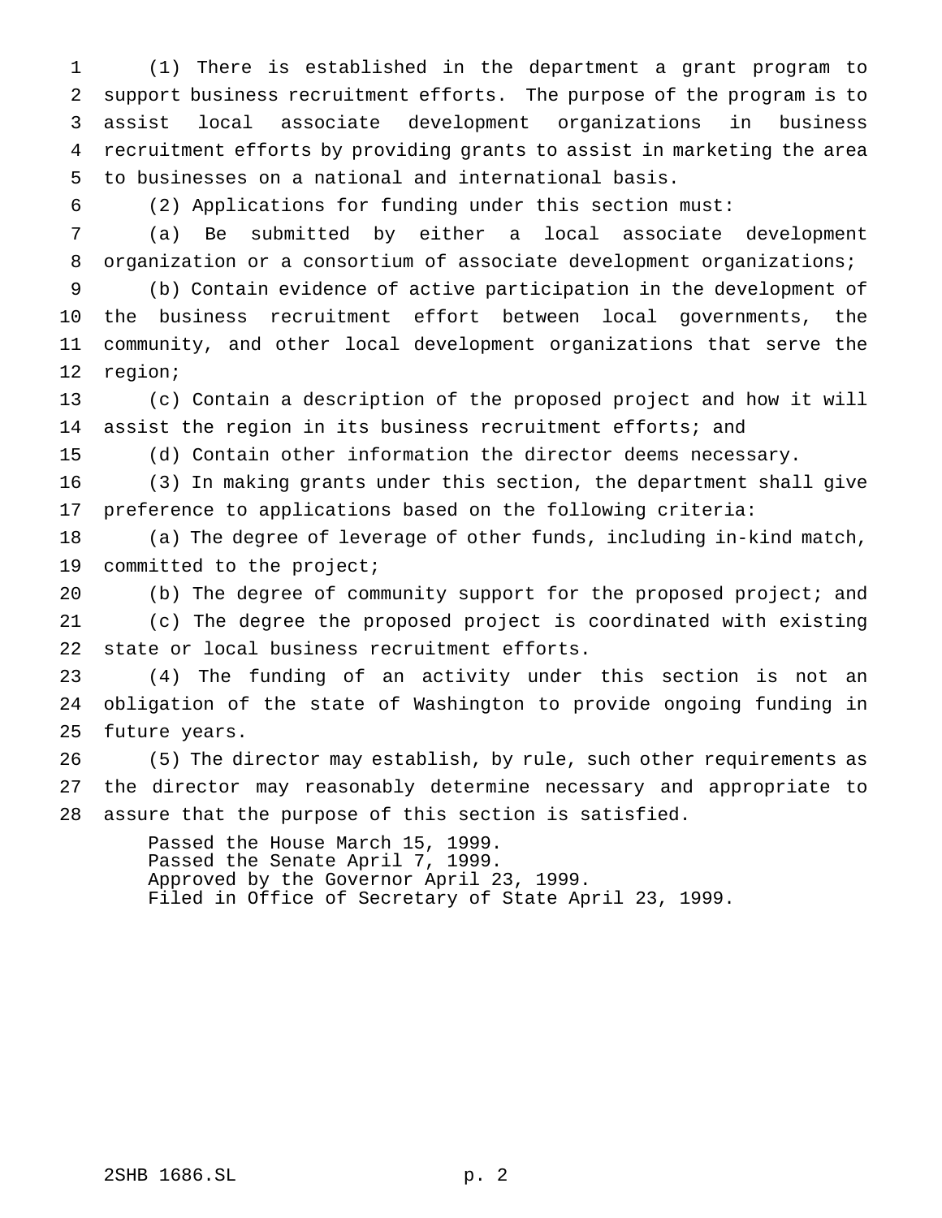(1) There is established in the department a grant program to support business recruitment efforts. The purpose of the program is to assist local associate development organizations in business recruitment efforts by providing grants to assist in marketing the area to businesses on a national and international basis.

(2) Applications for funding under this section must:

(a) Be submitted by either a local associate development organization or a consortium of associate development organizations;

(b) Contain evidence of active participation in the development of the business recruitment effort between local governments, the community, and other local development organizations that serve the region;

(c) Contain a description of the proposed project and how it will assist the region in its business recruitment efforts; and

(d) Contain other information the director deems necessary.

(3) In making grants under this section, the department shall give preference to applications based on the following criteria:

(a) The degree of leverage of other funds, including in-kind match, committed to the project;

(b) The degree of community support for the proposed project; and

(c) The degree the proposed project is coordinated with existing state or local business recruitment efforts.

(4) The funding of an activity under this section is not an obligation of the state of Washington to provide ongoing funding in future years.

(5) The director may establish, by rule, such other requirements as the director may reasonably determine necessary and appropriate to assure that the purpose of this section is satisfied.

Passed the House March 15, 1999.
Passed the Senate April 7, 1999.
Approved by the Governor April 23, 1999.
Filed in Office of Secretary of State April 23, 1999.